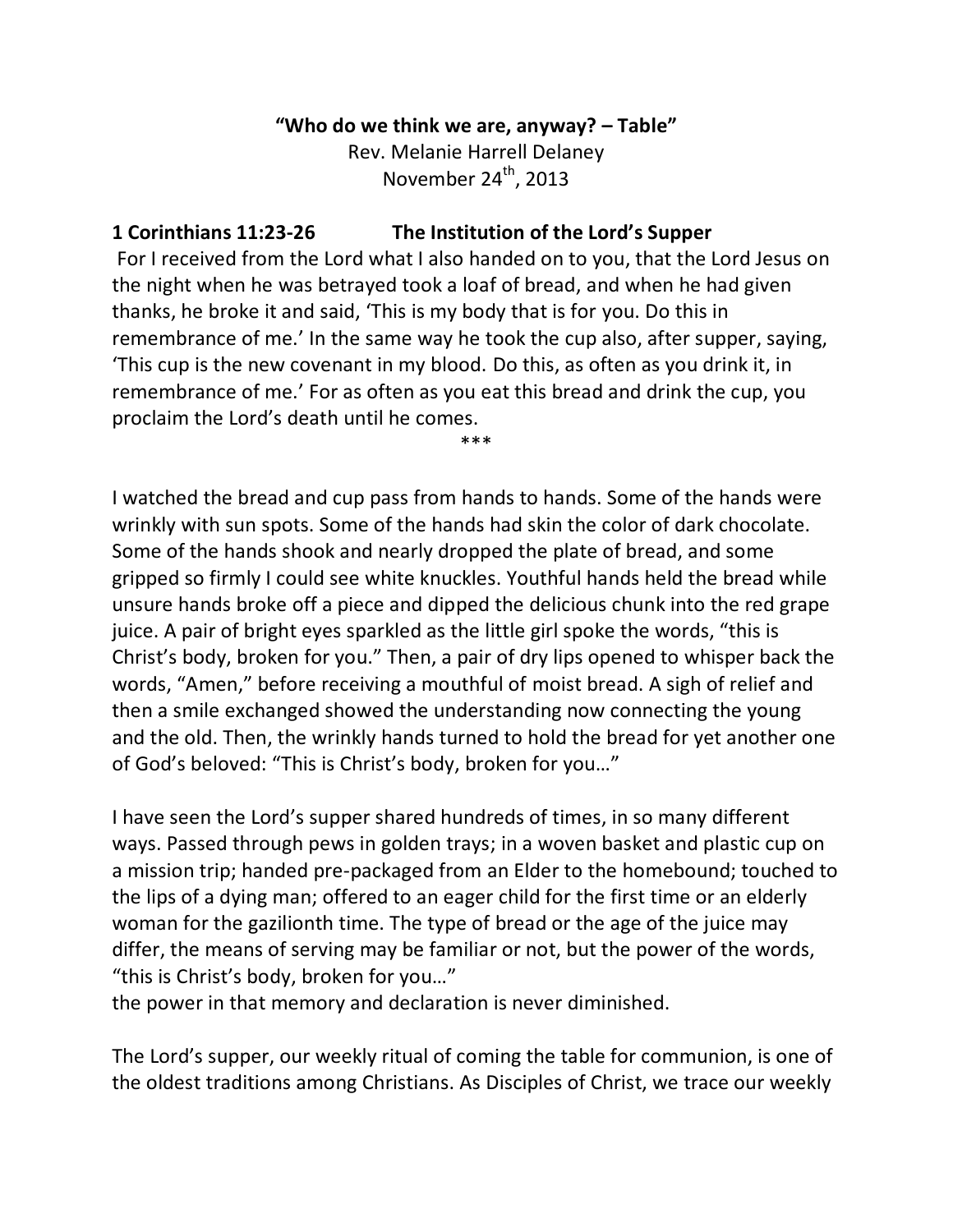**“Who do we think we are, anyway? – Table”**

Rev. Melanie Harrell Delaney

November 24th, 2013

**1 Corinthians 11:23-26 The Institution of the Lord’s Supper**

For I received from the Lord what I also handed on to you, that the Lord Jesus on the night when he was betrayed took a loaf of bread, and when he had given thanks, he broke it and said, ‘This is my body that is for you. Do this in remembrance of me.’ In the same way he took the cup also, after supper, saying, ‘This cup is the new covenant in my blood. Do this, as often as you drink it, in remembrance of me.’ For as often as you eat this bread and drink the cup, you proclaim the Lord’s death until he comes.

***

I watched the bread and cup pass from hands to hands. Some of the hands were wrinkly with sun spots. Some of the hands had skin the color of dark chocolate. Some of the hands shook and nearly dropped the plate of bread, and some gripped so firmly I could see white knuckles. Youthful hands held the bread while unsure hands broke off a piece and dipped the delicious chunk into the red grape juice. A pair of bright eyes sparkled as the little girl spoke the words, “this is Christ’s body, broken for you.” Then, a pair of dry lips opened to whisper back the words, “Amen,” before receiving a mouthful of moist bread. A sigh of relief and then a smile exchanged showed the understanding now connecting the young and the old. Then, the wrinkly hands turned to hold the bread for yet another one of God’s beloved: “This is Christ’s body, broken for you…”

I have seen the Lord’s supper shared hundreds of times, in so many different ways. Passed through pews in golden trays; in a woven basket and plastic cup on a mission trip; handed pre-packaged from an Elder to the homebound; touched to the lips of a dying man; offered to an eager child for the first time or an elderly woman for the gazilionth time. The type of bread or the age of the juice may differ, the means of serving may be familiar or not, but the power of the words, “this is Christ’s body, broken for you…”
the power in that memory and declaration is never diminished.

The Lord’s supper, our weekly ritual of coming the table for communion, is one of the oldest traditions among Christians. As Disciples of Christ, we trace our weekly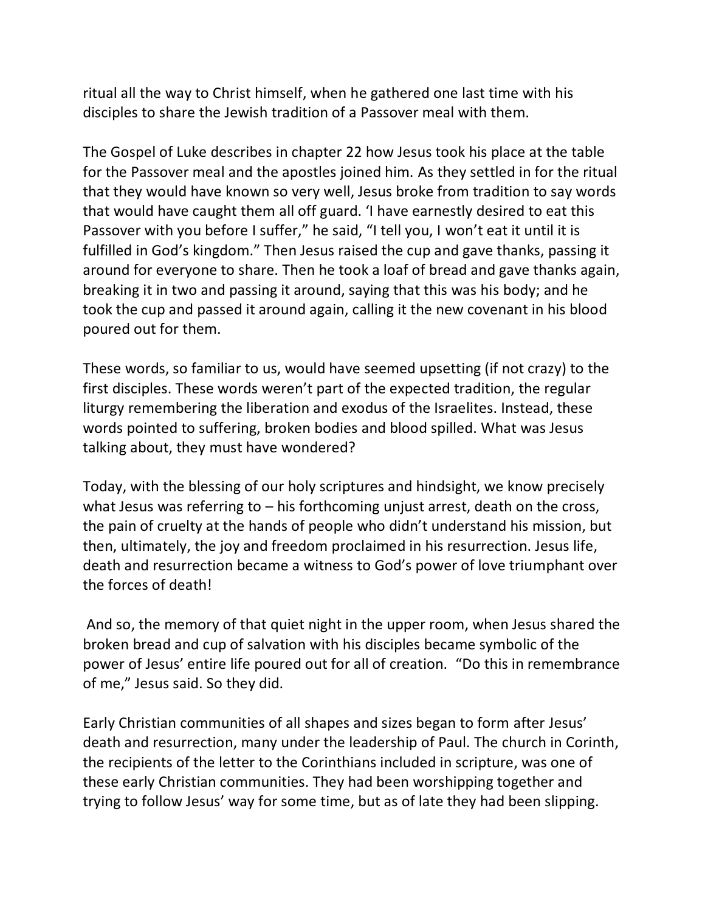ritual all the way to Christ himself, when he gathered one last time with his disciples to share the Jewish tradition of a Passover meal with them.

The Gospel of Luke describes in chapter 22 how Jesus took his place at the table for the Passover meal and the apostles joined him. As they settled in for the ritual that they would have known so very well, Jesus broke from tradition to say words that would have caught them all off guard. 'I have earnestly desired to eat this Passover with you before I suffer," he said, "I tell you, I won't eat it until it is fulfilled in God's kingdom." Then Jesus raised the cup and gave thanks, passing it around for everyone to share. Then he took a loaf of bread and gave thanks again, breaking it in two and passing it around, saying that this was his body; and he took the cup and passed it around again, calling it the new covenant in his blood poured out for them.

These words, so familiar to us, would have seemed upsetting (if not crazy) to the first disciples. These words weren't part of the expected tradition, the regular liturgy remembering the liberation and exodus of the Israelites. Instead, these words pointed to suffering, broken bodies and blood spilled. What was Jesus talking about, they must have wondered?

Today, with the blessing of our holy scriptures and hindsight, we know precisely what Jesus was referring to – his forthcoming unjust arrest, death on the cross, the pain of cruelty at the hands of people who didn't understand his mission, but then, ultimately, the joy and freedom proclaimed in his resurrection. Jesus life, death and resurrection became a witness to God's power of love triumphant over the forces of death!

And so, the memory of that quiet night in the upper room, when Jesus shared the broken bread and cup of salvation with his disciples became symbolic of the power of Jesus' entire life poured out for all of creation. "Do this in remembrance of me," Jesus said. So they did.

Early Christian communities of all shapes and sizes began to form after Jesus' death and resurrection, many under the leadership of Paul. The church in Corinth, the recipients of the letter to the Corinthians included in scripture, was one of these early Christian communities. They had been worshipping together and trying to follow Jesus' way for some time, but as of late they had been slipping.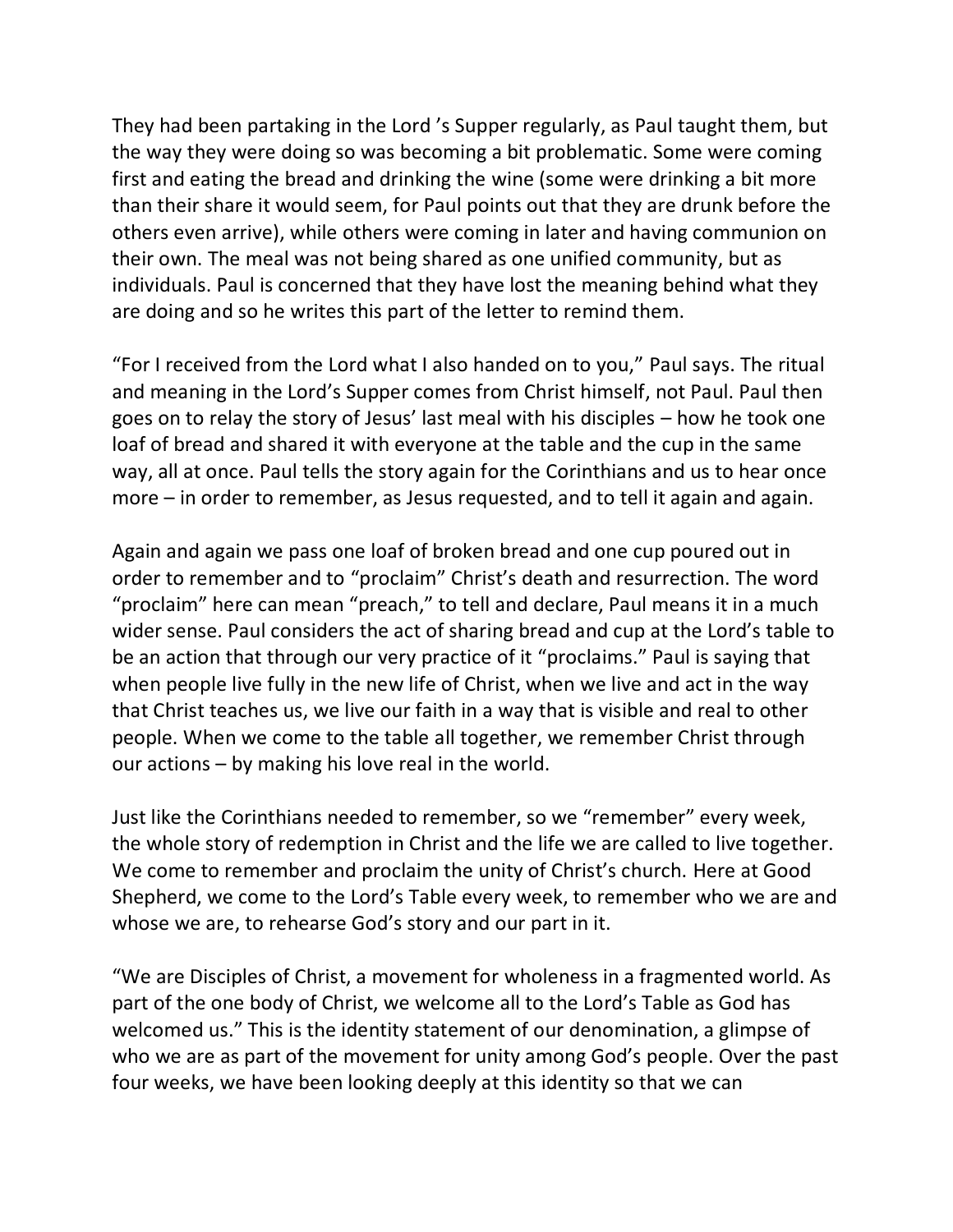They had been partaking in the Lord 's Supper regularly, as Paul taught them, but the way they were doing so was becoming a bit problematic. Some were coming first and eating the bread and drinking the wine (some were drinking a bit more than their share it would seem, for Paul points out that they are drunk before the others even arrive), while others were coming in later and having communion on their own. The meal was not being shared as one unified community, but as individuals. Paul is concerned that they have lost the meaning behind what they are doing and so he writes this part of the letter to remind them.

"For I received from the Lord what I also handed on to you," Paul says. The ritual and meaning in the Lord's Supper comes from Christ himself, not Paul. Paul then goes on to relay the story of Jesus' last meal with his disciples – how he took one loaf of bread and shared it with everyone at the table and the cup in the same way, all at once. Paul tells the story again for the Corinthians and us to hear once more – in order to remember, as Jesus requested, and to tell it again and again.

Again and again we pass one loaf of broken bread and one cup poured out in order to remember and to "proclaim" Christ's death and resurrection. The word "proclaim" here can mean "preach," to tell and declare, Paul means it in a much wider sense. Paul considers the act of sharing bread and cup at the Lord's table to be an action that through our very practice of it "proclaims." Paul is saying that when people live fully in the new life of Christ, when we live and act in the way that Christ teaches us, we live our faith in a way that is visible and real to other people. When we come to the table all together, we remember Christ through our actions – by making his love real in the world.

Just like the Corinthians needed to remember, so we "remember" every week, the whole story of redemption in Christ and the life we are called to live together. We come to remember and proclaim the unity of Christ's church. Here at Good Shepherd, we come to the Lord's Table every week, to remember who we are and whose we are, to rehearse God's story and our part in it.

"We are Disciples of Christ, a movement for wholeness in a fragmented world. As part of the one body of Christ, we welcome all to the Lord's Table as God has welcomed us." This is the identity statement of our denomination, a glimpse of who we are as part of the movement for unity among God's people. Over the past four weeks, we have been looking deeply at this identity so that we can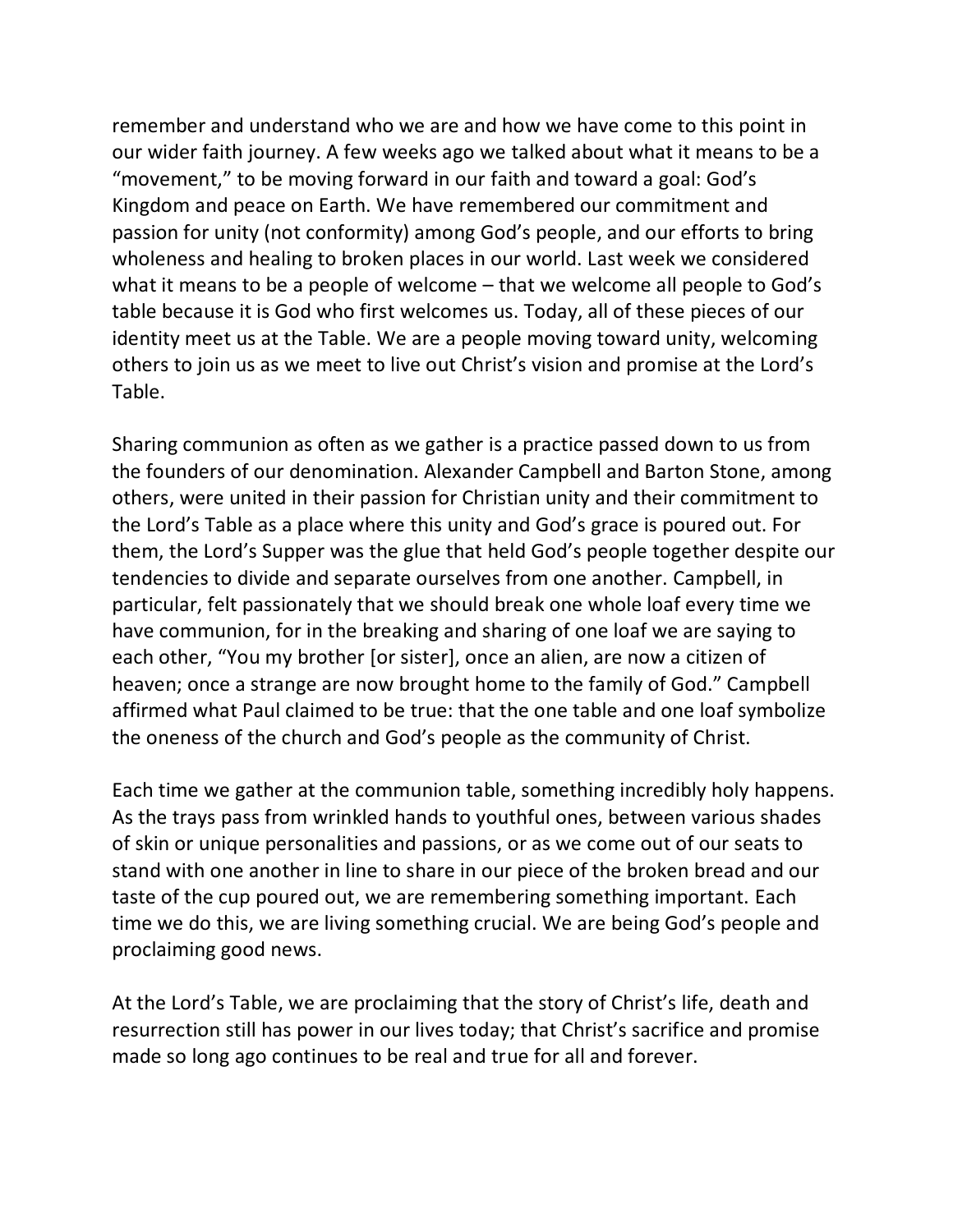remember and understand who we are and how we have come to this point in our wider faith journey. A few weeks ago we talked about what it means to be a "movement," to be moving forward in our faith and toward a goal: God's Kingdom and peace on Earth. We have remembered our commitment and passion for unity (not conformity) among God's people, and our efforts to bring wholeness and healing to broken places in our world. Last week we considered what it means to be a people of welcome – that we welcome all people to God's table because it is God who first welcomes us. Today, all of these pieces of our identity meet us at the Table. We are a people moving toward unity, welcoming others to join us as we meet to live out Christ's vision and promise at the Lord's Table.

Sharing communion as often as we gather is a practice passed down to us from the founders of our denomination. Alexander Campbell and Barton Stone, among others, were united in their passion for Christian unity and their commitment to the Lord's Table as a place where this unity and God's grace is poured out. For them, the Lord's Supper was the glue that held God's people together despite our tendencies to divide and separate ourselves from one another. Campbell, in particular, felt passionately that we should break one whole loaf every time we have communion, for in the breaking and sharing of one loaf we are saying to each other, "You my brother [or sister], once an alien, are now a citizen of heaven; once a strange are now brought home to the family of God." Campbell affirmed what Paul claimed to be true: that the one table and one loaf symbolize the oneness of the church and God's people as the community of Christ.

Each time we gather at the communion table, something incredibly holy happens. As the trays pass from wrinkled hands to youthful ones, between various shades of skin or unique personalities and passions, or as we come out of our seats to stand with one another in line to share in our piece of the broken bread and our taste of the cup poured out, we are remembering something important. Each time we do this, we are living something crucial. We are being God's people and proclaiming good news.

At the Lord's Table, we are proclaiming that the story of Christ's life, death and resurrection still has power in our lives today; that Christ's sacrifice and promise made so long ago continues to be real and true for all and forever.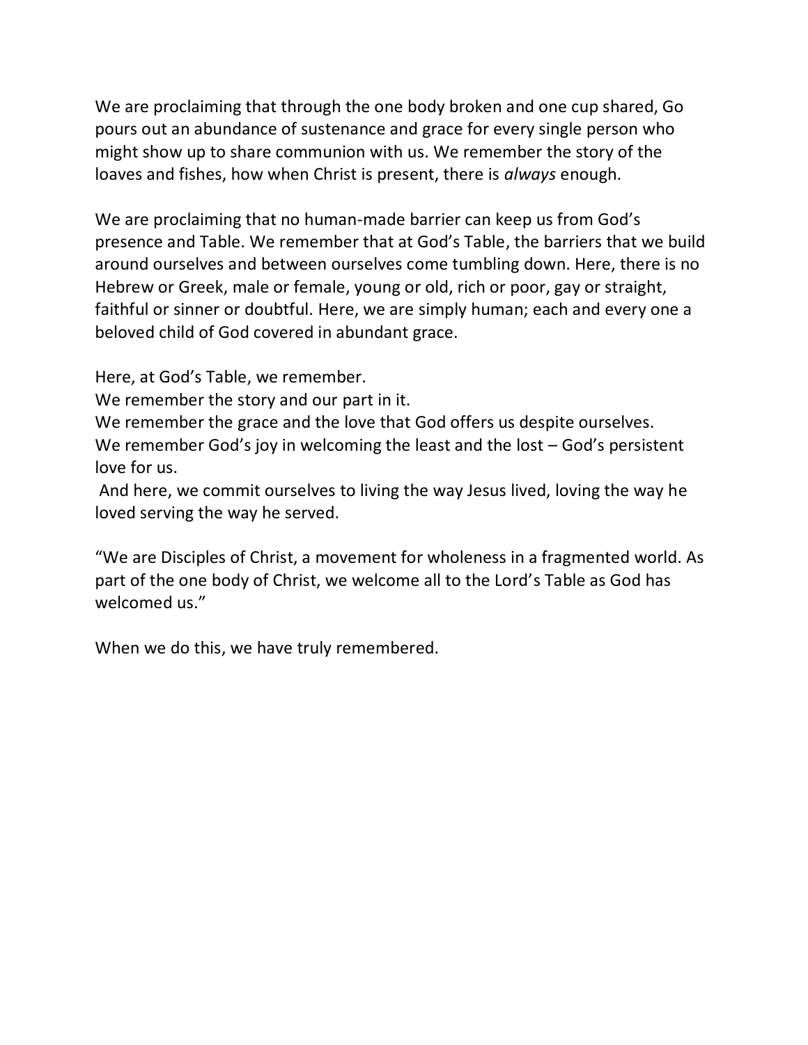We are proclaiming that through the one body broken and one cup shared, Go pours out an abundance of sustenance and grace for every single person who might show up to share communion with us. We remember the story of the loaves and fishes, how when Christ is present, there is *always* enough.

We are proclaiming that no human-made barrier can keep us from God's presence and Table. We remember that at God's Table, the barriers that we build around ourselves and between ourselves come tumbling down. Here, there is no Hebrew or Greek, male or female, young or old, rich or poor, gay or straight, faithful or sinner or doubtful. Here, we are simply human; each and every one a beloved child of God covered in abundant grace.

Here, at God's Table, we remember.
We remember the story and our part in it.
We remember the grace and the love that God offers us despite ourselves.
We remember God's joy in welcoming the least and the lost – God's persistent love for us.
And here, we commit ourselves to living the way Jesus lived, loving the way he loved serving the way he served.

"We are Disciples of Christ, a movement for wholeness in a fragmented world. As part of the one body of Christ, we welcome all to the Lord's Table as God has welcomed us."

When we do this, we have truly remembered.